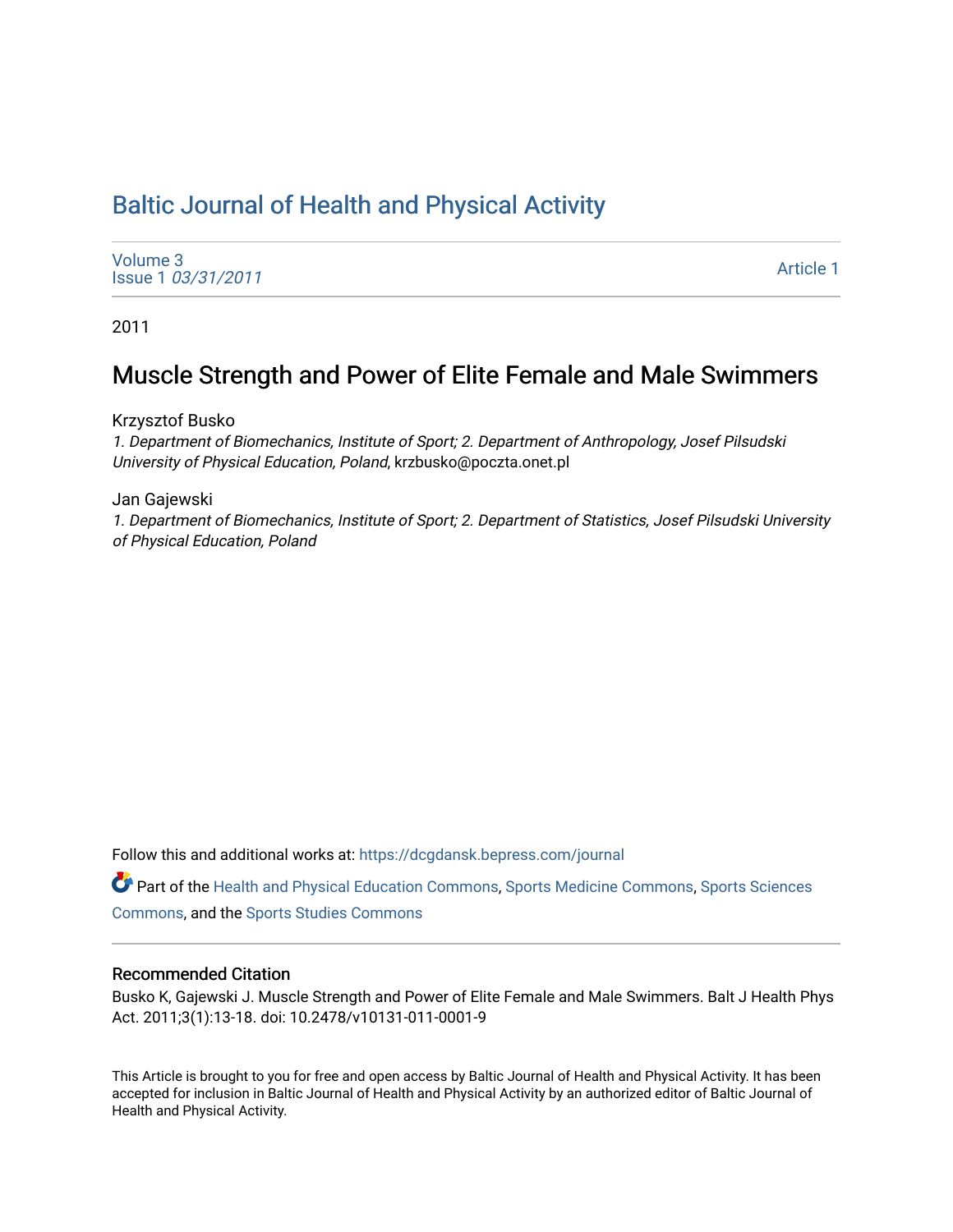# Baltic Journal of Health and Physical Activity

Volume 3
Issue 1 *03/31/2011*

Article 1

2011

## Muscle Strength and Power of Elite Female and Male Swimmers

Krzysztof Busko
*1. Department of Biomechanics, Institute of Sport; 2. Department of Anthropology, Josef Pilsudski University of Physical Education, Poland*, krzbusko@poczta.onet.pl

Jan Gajewski
*1. Department of Biomechanics, Institute of Sport; 2. Department of Statistics, Josef Pilsudski University of Physical Education, Poland*

Follow this and additional works at: https://dcgdansk.bepress.com/journal

Part of the Health and Physical Education Commons, Sports Medicine Commons, Sports Sciences Commons, and the Sports Studies Commons

### Recommended Citation

Busko K, Gajewski J. Muscle Strength and Power of Elite Female and Male Swimmers. Balt J Health Phys Act. 2011;3(1):13-18. doi: 10.2478/v10131-011-0001-9

This Article is brought to you for free and open access by Baltic Journal of Health and Physical Activity. It has been accepted for inclusion in Baltic Journal of Health and Physical Activity by an authorized editor of Baltic Journal of Health and Physical Activity.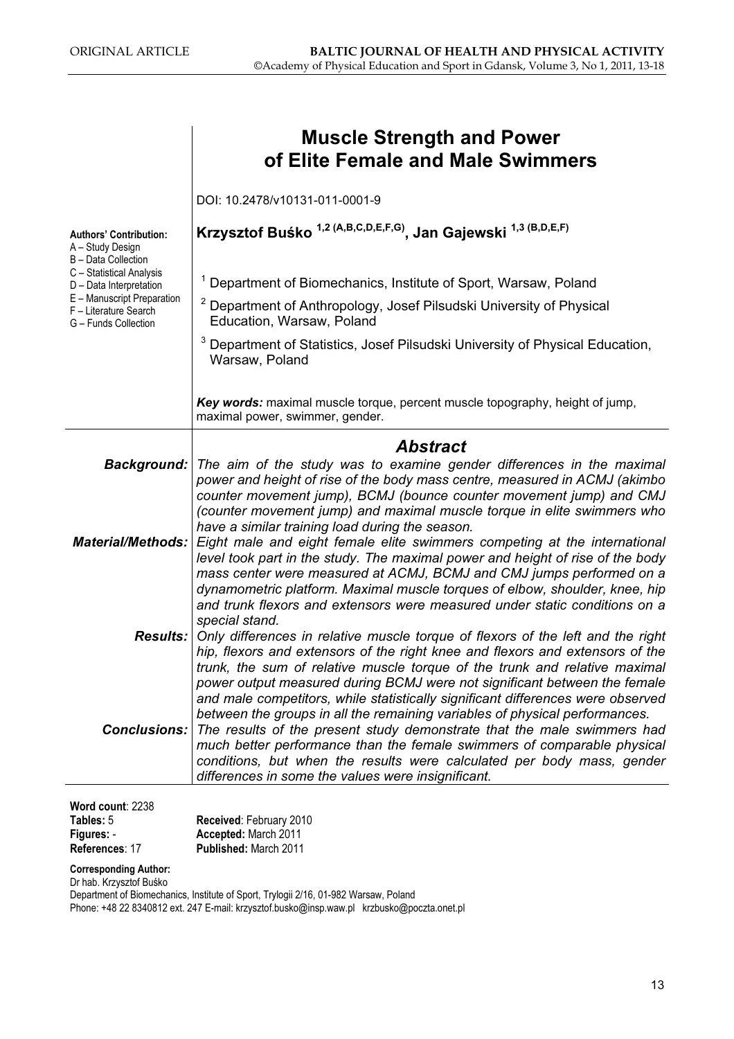# Muscle Strength and Power of Elite Female and Male Swimmers

DOI: 10.2478/v10131-011-0001-9

**Krzysztof Buśko [1,2 (A,B,C,D,E,F,G)], Jan Gajewski [1,3 (B,D,E,F)]**

**Authors' Contribution:**
A – Study Design
B – Data Collection
C – Statistical Analysis
D – Data Interpretation
E – Manuscript Preparation
F – Literature Search
G – Funds Collection

[1] Department of Biomechanics, Institute of Sport, Warsaw, Poland

[2] Department of Anthropology, Josef Pilsudski University of Physical Education, Warsaw, Poland

[3] Department of Statistics, Josef Pilsudski University of Physical Education, Warsaw, Poland

***Key words:*** maximal muscle torque, percent muscle topography, height of jump, maximal power, swimmer, gender.

## *Abstract*

***Background:*** *The aim of the study was to examine gender differences in the maximal power and height of rise of the body mass centre, measured in ACMJ (akimbo counter movement jump), BCMJ (bounce counter movement jump) and CMJ (counter movement jump) and maximal muscle torque in elite swimmers who have a similar training load during the season.*

***Material/Methods:*** *Eight male and eight female elite swimmers competing at the international level took part in the study. The maximal power and height of rise of the body mass center were measured at ACMJ, BCMJ and CMJ jumps performed on a dynamometric platform. Maximal muscle torques of elbow, shoulder, knee, hip and trunk flexors and extensors were measured under static conditions on a special stand.*

***Results:*** *Only differences in relative muscle torque of flexors of the left and the right hip, flexors and extensors of the right knee and flexors and extensors of the trunk, the sum of relative muscle torque of the trunk and relative maximal power output measured during BCMJ were not significant between the female and male competitors, while statistically significant differences were observed between the groups in all the remaining variables of physical performances.*

***Conclusions:*** *The results of the present study demonstrate that the male swimmers had much better performance than the female swimmers of comparable physical conditions, but when the results were calculated per body mass, gender differences in some the values were insignificant.*

**Word count**: 2238
**Tables:** 5
**Figures:** -
**References**: 17

**Received**: February 2010
**Accepted:** March 2011
**Published:** March 2011

**Corresponding Author:**
Dr hab. Krzysztof Buśko
Department of Biomechanics, Institute of Sport, Trylogii 2/16, 01-982 Warsaw, Poland
Phone: +48 22 8340812 ext. 247 E-mail: krzysztof.busko@insp.waw.pl krzbusko@poczta.onet.pl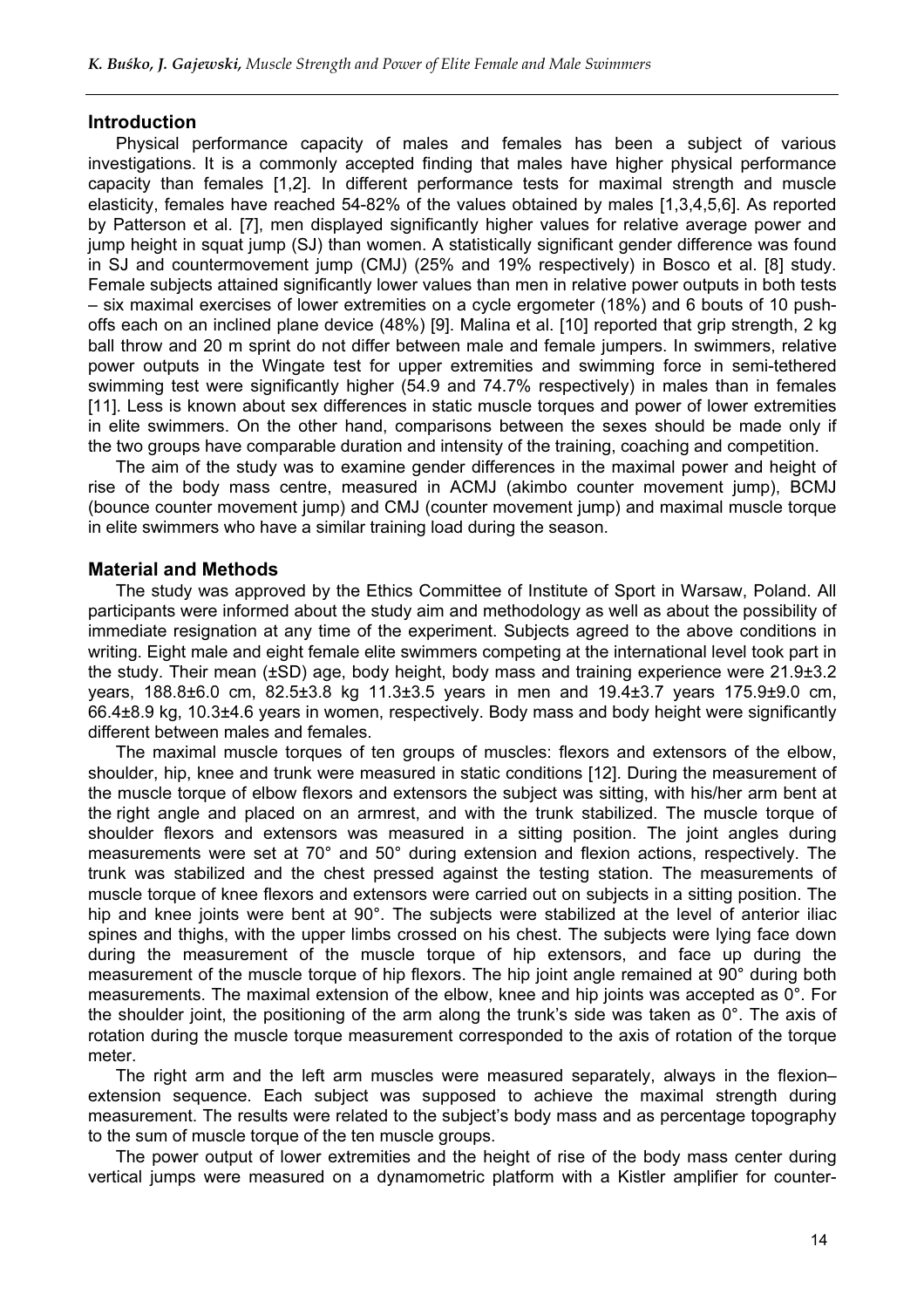## Introduction

Physical performance capacity of males and females has been a subject of various investigations. It is a commonly accepted finding that males have higher physical performance capacity than females [1,2]. In different performance tests for maximal strength and muscle elasticity, females have reached 54-82% of the values obtained by males [1,3,4,5,6]. As reported by Patterson et al. [7], men displayed significantly higher values for relative average power and jump height in squat jump (SJ) than women. A statistically significant gender difference was found in SJ and countermovement jump (CMJ) (25% and 19% respectively) in Bosco et al. [8] study. Female subjects attained significantly lower values than men in relative power outputs in both tests – six maximal exercises of lower extremities on a cycle ergometer (18%) and 6 bouts of 10 push-offs each on an inclined plane device (48%) [9]. Malina et al. [10] reported that grip strength, 2 kg ball throw and 20 m sprint do not differ between male and female jumpers. In swimmers, relative power outputs in the Wingate test for upper extremities and swimming force in semi-tethered swimming test were significantly higher (54.9 and 74.7% respectively) in males than in females [11]. Less is known about sex differences in static muscle torques and power of lower extremities in elite swimmers. On the other hand, comparisons between the sexes should be made only if the two groups have comparable duration and intensity of the training, coaching and competition.

The aim of the study was to examine gender differences in the maximal power and height of rise of the body mass centre, measured in ACMJ (akimbo counter movement jump), BCMJ (bounce counter movement jump) and CMJ (counter movement jump) and maximal muscle torque in elite swimmers who have a similar training load during the season.

## Material and Methods

The study was approved by the Ethics Committee of Institute of Sport in Warsaw, Poland. All participants were informed about the study aim and methodology as well as about the possibility of immediate resignation at any time of the experiment. Subjects agreed to the above conditions in writing. Eight male and eight female elite swimmers competing at the international level took part in the study. Their mean (±SD) age, body height, body mass and training experience were 21.9±3.2 years, 188.8±6.0 cm, 82.5±3.8 kg 11.3±3.5 years in men and 19.4±3.7 years 175.9±9.0 cm, 66.4±8.9 kg, 10.3±4.6 years in women, respectively. Body mass and body height were significantly different between males and females.

The maximal muscle torques of ten groups of muscles: flexors and extensors of the elbow, shoulder, hip, knee and trunk were measured in static conditions [12]. During the measurement of the muscle torque of elbow flexors and extensors the subject was sitting, with his/her arm bent at the right angle and placed on an armrest, and with the trunk stabilized. The muscle torque of shoulder flexors and extensors was measured in a sitting position. The joint angles during measurements were set at 70° and 50° during extension and flexion actions, respectively. The trunk was stabilized and the chest pressed against the testing station. The measurements of muscle torque of knee flexors and extensors were carried out on subjects in a sitting position. The hip and knee joints were bent at 90°. The subjects were stabilized at the level of anterior iliac spines and thighs, with the upper limbs crossed on his chest. The subjects were lying face down during the measurement of the muscle torque of hip extensors, and face up during the measurement of the muscle torque of hip flexors. The hip joint angle remained at 90° during both measurements. The maximal extension of the elbow, knee and hip joints was accepted as 0°. For the shoulder joint, the positioning of the arm along the trunk's side was taken as 0°. The axis of rotation during the muscle torque measurement corresponded to the axis of rotation of the torque meter.

The right arm and the left arm muscles were measured separately, always in the flexion–extension sequence. Each subject was supposed to achieve the maximal strength during measurement. The results were related to the subject's body mass and as percentage topography to the sum of muscle torque of the ten muscle groups.

The power output of lower extremities and the height of rise of the body mass center during vertical jumps were measured on a dynamometric platform with a Kistler amplifier for counter-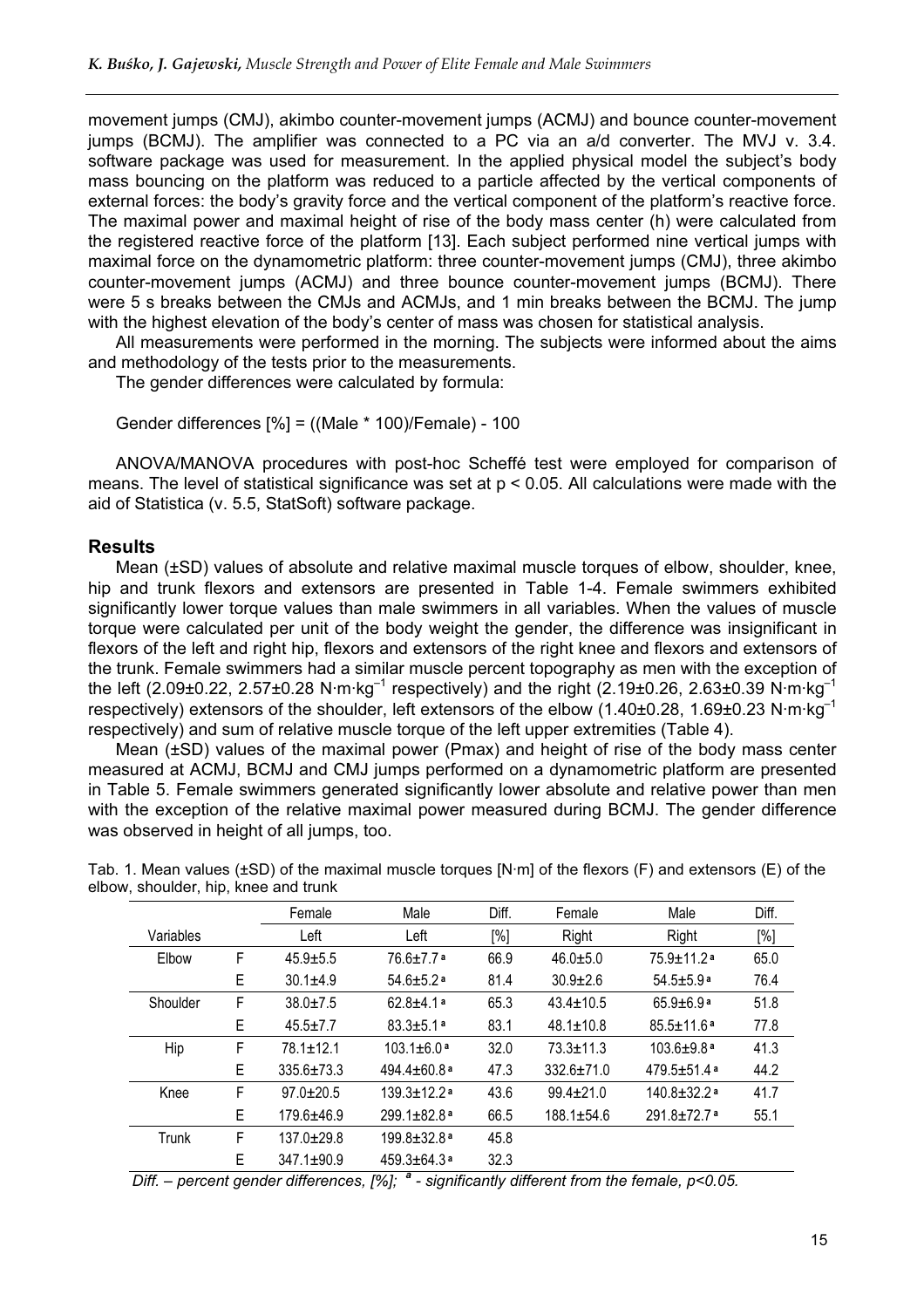movement jumps (CMJ), akimbo counter-movement jumps (ACMJ) and bounce counter-movement jumps (BCMJ). The amplifier was connected to a PC via an a/d converter. The MVJ v. 3.4. software package was used for measurement. In the applied physical model the subject's body mass bouncing on the platform was reduced to a particle affected by the vertical components of external forces: the body's gravity force and the vertical component of the platform's reactive force. The maximal power and maximal height of rise of the body mass center (h) were calculated from the registered reactive force of the platform [13]. Each subject performed nine vertical jumps with maximal force on the dynamometric platform: three counter-movement jumps (CMJ), three akimbo counter-movement jumps (ACMJ) and three bounce counter-movement jumps (BCMJ). There were 5 s breaks between the CMJs and ACMJs, and 1 min breaks between the BCMJ. The jump with the highest elevation of the body's center of mass was chosen for statistical analysis.

All measurements were performed in the morning. The subjects were informed about the aims and methodology of the tests prior to the measurements.

The gender differences were calculated by formula:

Gender differences [%] = ((Male * 100)/Female) - 100

ANOVA/MANOVA procedures with post-hoc Scheffé test were employed for comparison of means. The level of statistical significance was set at $p < 0.05$. All calculations were made with the aid of Statistica (v. 5.5, StatSoft) software package.

## Results

Mean (±SD) values of absolute and relative maximal muscle torques of elbow, shoulder, knee, hip and trunk flexors and extensors are presented in Table 1-4. Female swimmers exhibited significantly lower torque values than male swimmers in all variables. When the values of muscle torque were calculated per unit of the body weight the gender, the difference was insignificant in flexors of the left and right hip, flexors and extensors of the right knee and flexors and extensors of the trunk. Female swimmers had a similar muscle percent topography as men with the exception of the left (2.09±0.22, 2.57±0.28 $N \cdot m \cdot kg^{-1}$ respectively) and the right (2.19±0.26, 2.63±0.39 $N \cdot m \cdot kg^{-1}$ respectively) extensors of the shoulder, left extensors of the elbow (1.40±0.28, 1.69±0.23 $N \cdot m \cdot kg^{-1}$ respectively) and sum of relative muscle torque of the left upper extremities (Table 4).

Mean (±SD) values of the maximal power (Pmax) and height of rise of the body mass center measured at ACMJ, BCMJ and CMJ jumps performed on a dynamometric platform are presented in Table 5. Female swimmers generated significantly lower absolute and relative power than men with the exception of the relative maximal power measured during BCMJ. The gender difference was observed in height of all jumps, too.

Tab. 1. Mean values (±SD) of the maximal muscle torques [N·m] of the flexors (F) and extensors (E) of the elbow, shoulder, hip, knee and trunk

| | | Female | Male | Diff. | Female | Male | Diff. |
|---|---|---|---|---|---|---|---|
| Variables | | Left | Left | [%] | Right | Right | [%] |
| Elbow | F | 45.9±5.5 | 76.6±7.7 [a] | 66.9 | 46.0±5.0 | 75.9±11.2 [a] | 65.0 |
| | E | 30.1±4.9 | 54.6±5.2 [a] | 81.4 | 30.9±2.6 | 54.5±5.9 [a] | 76.4 |
| Shoulder | F | 38.0±7.5 | 62.8±4.1 [a] | 65.3 | 43.4±10.5 | 65.9±6.9 [a] | 51.8 |
| | E | 45.5±7.7 | 83.3±5.1 [a] | 83.1 | 48.1±10.8 | 85.5±11.6 [a] | 77.8 |
| Hip | F | 78.1±12.1 | 103.1±6.0 [a] | 32.0 | 73.3±11.3 | 103.6±9.8 [a] | 41.3 |
| | E | 335.6±73.3 | 494.4±60.8 [a] | 47.3 | 332.6±71.0 | 479.5±51.4 [a] | 44.2 |
| Knee | F | 97.0±20.5 | 139.3±12.2 [a] | 43.6 | 99.4±21.0 | 140.8±32.2 [a] | 41.7 |
| | E | 179.6±46.9 | 299.1±82.8 [a] | 66.5 | 188.1±54.6 | 291.8±72.7 [a] | 55.1 |
| Trunk | F | 137.0±29.8 | 199.8±32.8 [a] | 45.8 | | | |
| | E | 347.1±90.9 | 459.3±64.3 [a] | 32.3 | | | |

*Diff. – percent gender differences, [%]; [a] - significantly different from the female, p<0.05.*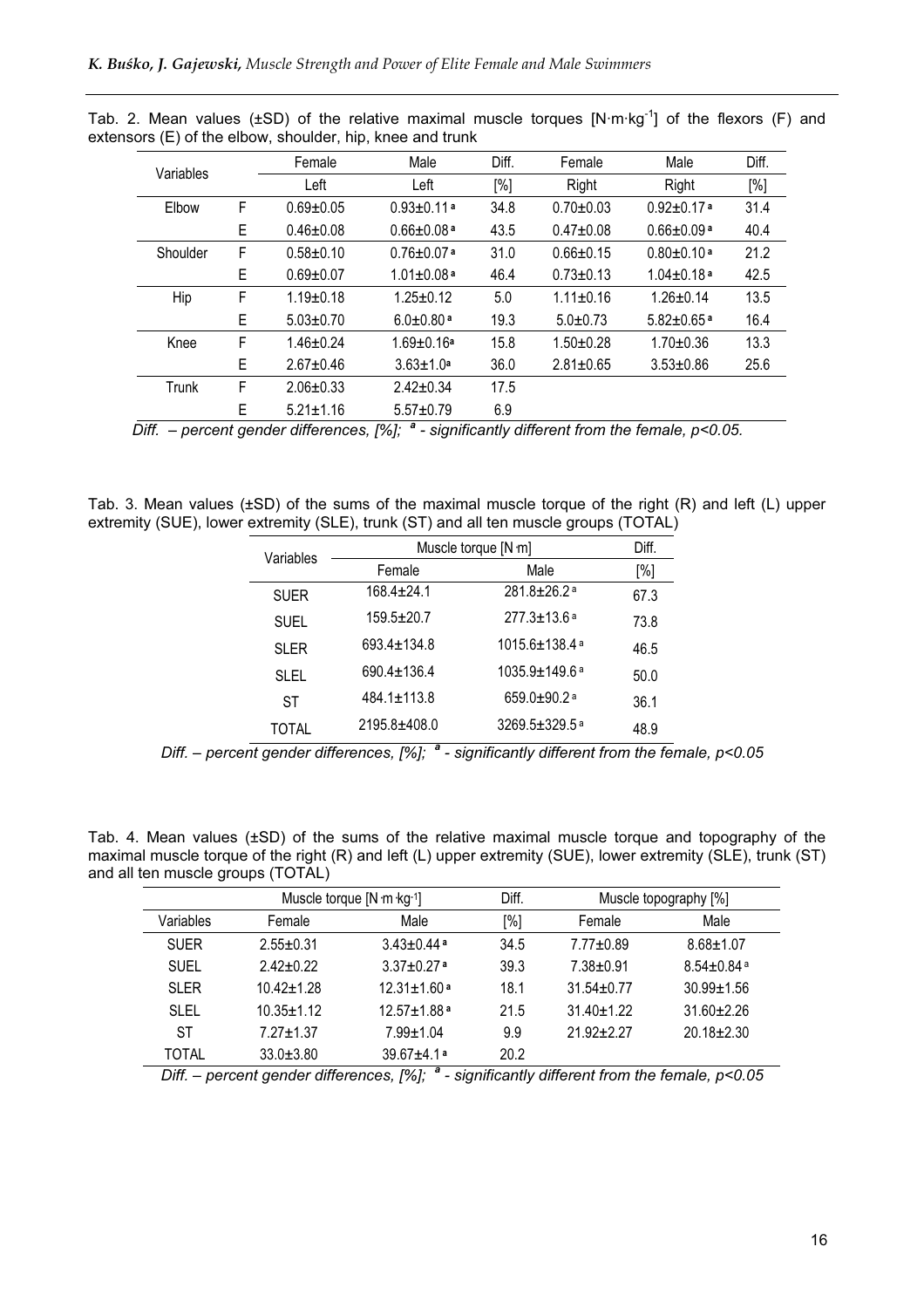Tab. 2. Mean values (±SD) of the relative maximal muscle torques [N·m·kg$^{-1}$] of the flexors (F) and extensors (E) of the elbow, shoulder, hip, knee and trunk

| Variables | | Female | Male | Diff. | Female | Male | Diff. |
|---|---|---|---|---|---|---|---|
| | | Left | Left | [%] | Right | Right | [%] |
| Elbow | F | 0.69±0.05 | 0.93±0.11 [a] | 34.8 | 0.70±0.03 | 0.92±0.17 [a] | 31.4 |
| | E | 0.46±0.08 | 0.66±0.08 [a] | 43.5 | 0.47±0.08 | 0.66±0.09 [a] | 40.4 |
| Shoulder | F | 0.58±0.10 | 0.76±0.07 [a] | 31.0 | 0.66±0.15 | 0.80±0.10 [a] | 21.2 |
| | E | 0.69±0.07 | 1.01±0.08 [a] | 46.4 | 0.73±0.13 | 1.04±0.18 [a] | 42.5 |
| Hip | F | 1.19±0.18 | 1.25±0.12 | 5.0 | 1.11±0.16 | 1.26±0.14 | 13.5 |
| | E | 5.03±0.70 | 6.0±0.80 [a] | 19.3 | 5.0±0.73 | 5.82±0.65 [a] | 16.4 |
| Knee | F | 1.46±0.24 | 1.69±0.16 [a] | 15.8 | 1.50±0.28 | 1.70±0.36 | 13.3 |
| | E | 2.67±0.46 | 3.63±1.0 [a] | 36.0 | 2.81±0.65 | 3.53±0.86 | 25.6 |
| Trunk | F | 2.06±0.33 | 2.42±0.34 | 17.5 | | | |
| | E | 5.21±1.16 | 5.57±0.79 | 6.9 | | | |

*Diff. – percent gender differences, [%]; [a] - significantly different from the female, $p<0.05$.*

Tab. 3. Mean values (±SD) of the sums of the maximal muscle torque of the right (R) and left (L) upper extremity (SUE), lower extremity (SLE), trunk (ST) and all ten muscle groups (TOTAL)

| Variables | Muscle torque [N·m] | | Diff. |
|---|---|---|---|
| | Female | Male | [%] |
| SUER | 168.4±24.1 | 281.8±26.2 [a] | 67.3 |
| SUEL | 159.5±20.7 | 277.3±13.6 [a] | 73.8 |
| SLER | 693.4±134.8 | 1015.6±138.4 [a] | 46.5 |
| SLEL | 690.4±136.4 | 1035.9±149.6 [a] | 50.0 |
| ST | 484.1±113.8 | 659.0±90.2 [a] | 36.1 |
| TOTAL | 2195.8±408.0 | 3269.5±329.5 [a] | 48.9 |

*Diff. – percent gender differences, [%]; [a] - significantly different from the female, $p<0.05$*

Tab. 4. Mean values (±SD) of the sums of the relative maximal muscle torque and topography of the maximal muscle torque of the right (R) and left (L) upper extremity (SUE), lower extremity (SLE), trunk (ST) and all ten muscle groups (TOTAL)

| | Muscle torque [N·m·kg$^{-1}$] | | Diff. | Muscle topography [%] | |
|---|---|---|---|---|---|
| Variables | Female | Male | [%] | Female | Male |
| SUER | 2.55±0.31 | 3.43±0.44 [a] | 34.5 | 7.77±0.89 | 8.68±1.07 |
| SUEL | 2.42±0.22 | 3.37±0.27 [a] | 39.3 | 7.38±0.91 | 8.54±0.84 [a] |
| SLER | 10.42±1.28 | 12.31±1.60 [a] | 18.1 | 31.54±0.77 | 30.99±1.56 |
| SLEL | 10.35±1.12 | 12.57±1.88 [a] | 21.5 | 31.40±1.22 | 31.60±2.26 |
| ST | 7.27±1.37 | 7.99±1.04 | 9.9 | 21.92±2.27 | 20.18±2.30 |
| TOTAL | 33.0±3.80 | 39.67±4.1 [a] | 20.2 | | |

*Diff. – percent gender differences, [%]; [a] - significantly different from the female, $p<0.05$*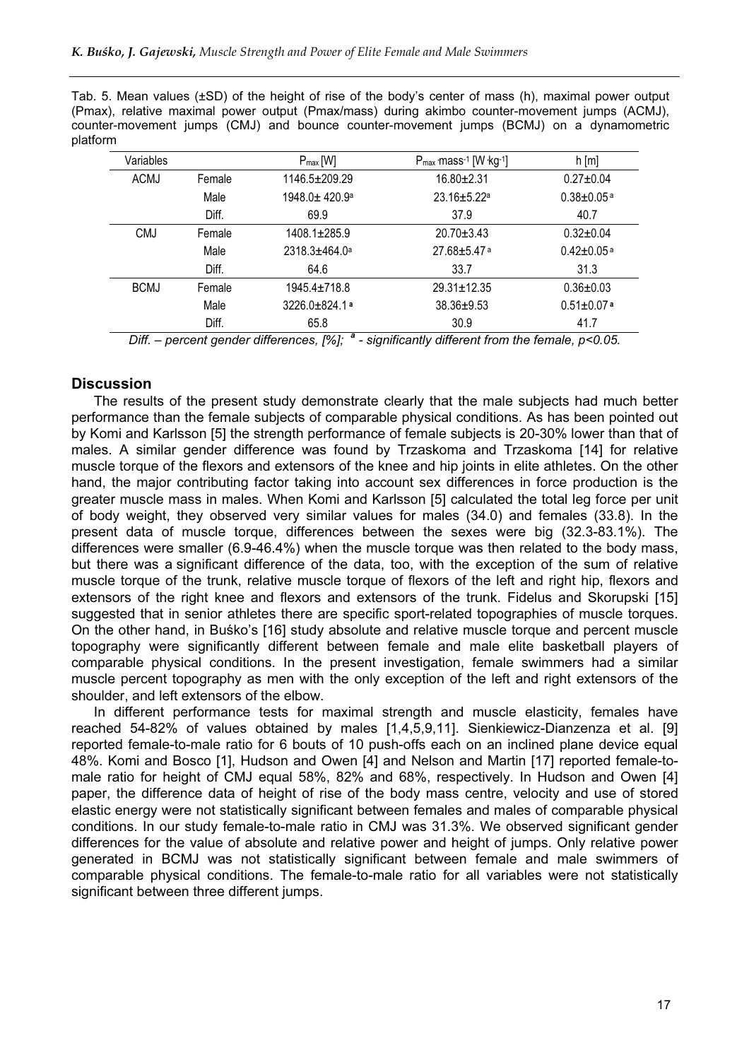Tab. 5. Mean values (±SD) of the height of rise of the body's center of mass (h), maximal power output (Pmax), relative maximal power output (Pmax/mass) during akimbo counter-movement jumps (ACMJ), counter-movement jumps (CMJ) and bounce counter-movement jumps (BCMJ) on a dynamometric platform

| Variables | | $P_{max}$ [W] | $P_{max} \cdot mass^{-1}$ [W·kg$^{-1}$] | h [m] |
|---|---|---|---|---|
| ACMJ | Female | 1146.5±209.29 | 16.80±2.31 | 0.27±0.04 |
| | Male | 1948.0± 420.9[a] | 23.16±5.22[a] | 0.38±0.05[a] |
| | Diff. | 69.9 | 37.9 | 40.7 |
| CMJ | Female | 1408.1±285.9 | 20.70±3.43 | 0.32±0.04 |
| | Male | 2318.3±464.0[a] | 27.68±5.47[a] | 0.42±0.05[a] |
| | Diff. | 64.6 | 33.7 | 31.3 |
| BCMJ | Female | 1945.4±718.8 | 29.31±12.35 | 0.36±0.03 |
| | Male | 3226.0±824.1[a] | 38.36±9.53 | 0.51±0.07[a] |
| | Diff. | 65.8 | 30.9 | 41.7 |

*Diff. – percent gender differences, [%]; [a] - significantly different from the female, $p<0.05$.*

## Discussion

The results of the present study demonstrate clearly that the male subjects had much better performance than the female subjects of comparable physical conditions. As has been pointed out by Komi and Karlsson [5] the strength performance of female subjects is 20-30% lower than that of males. A similar gender difference was found by Trzaskoma and Trzaskoma [14] for relative muscle torque of the flexors and extensors of the knee and hip joints in elite athletes. On the other hand, the major contributing factor taking into account sex differences in force production is the greater muscle mass in males. When Komi and Karlsson [5] calculated the total leg force per unit of body weight, they observed very similar values for males (34.0) and females (33.8). In the present data of muscle torque, differences between the sexes were big (32.3-83.1%). The differences were smaller (6.9-46.4%) when the muscle torque was then related to the body mass, but there was a significant difference of the data, too, with the exception of the sum of relative muscle torque of the trunk, relative muscle torque of flexors of the left and right hip, flexors and extensors of the right knee and flexors and extensors of the trunk. Fidelus and Skorupski [15] suggested that in senior athletes there are specific sport-related topographies of muscle torques. On the other hand, in Buśko's [16] study absolute and relative muscle torque and percent muscle topography were significantly different between female and male elite basketball players of comparable physical conditions. In the present investigation, female swimmers had a similar muscle percent topography as men with the only exception of the left and right extensors of the shoulder, and left extensors of the elbow.

In different performance tests for maximal strength and muscle elasticity, females have reached 54-82% of values obtained by males [1,4,5,9,11]. Sienkiewicz-Dianzenza et al. [9] reported female-to-male ratio for 6 bouts of 10 push-offs each on an inclined plane device equal 48%. Komi and Bosco [1], Hudson and Owen [4] and Nelson and Martin [17] reported female-to-male ratio for height of CMJ equal 58%, 82% and 68%, respectively. In Hudson and Owen [4] paper, the difference data of height of rise of the body mass centre, velocity and use of stored elastic energy were not statistically significant between females and males of comparable physical conditions. In our study female-to-male ratio in CMJ was 31.3%. We observed significant gender differences for the value of absolute and relative power and height of jumps. Only relative power generated in BCMJ was not statistically significant between female and male swimmers of comparable physical conditions. The female-to-male ratio for all variables were not statistically significant between three different jumps.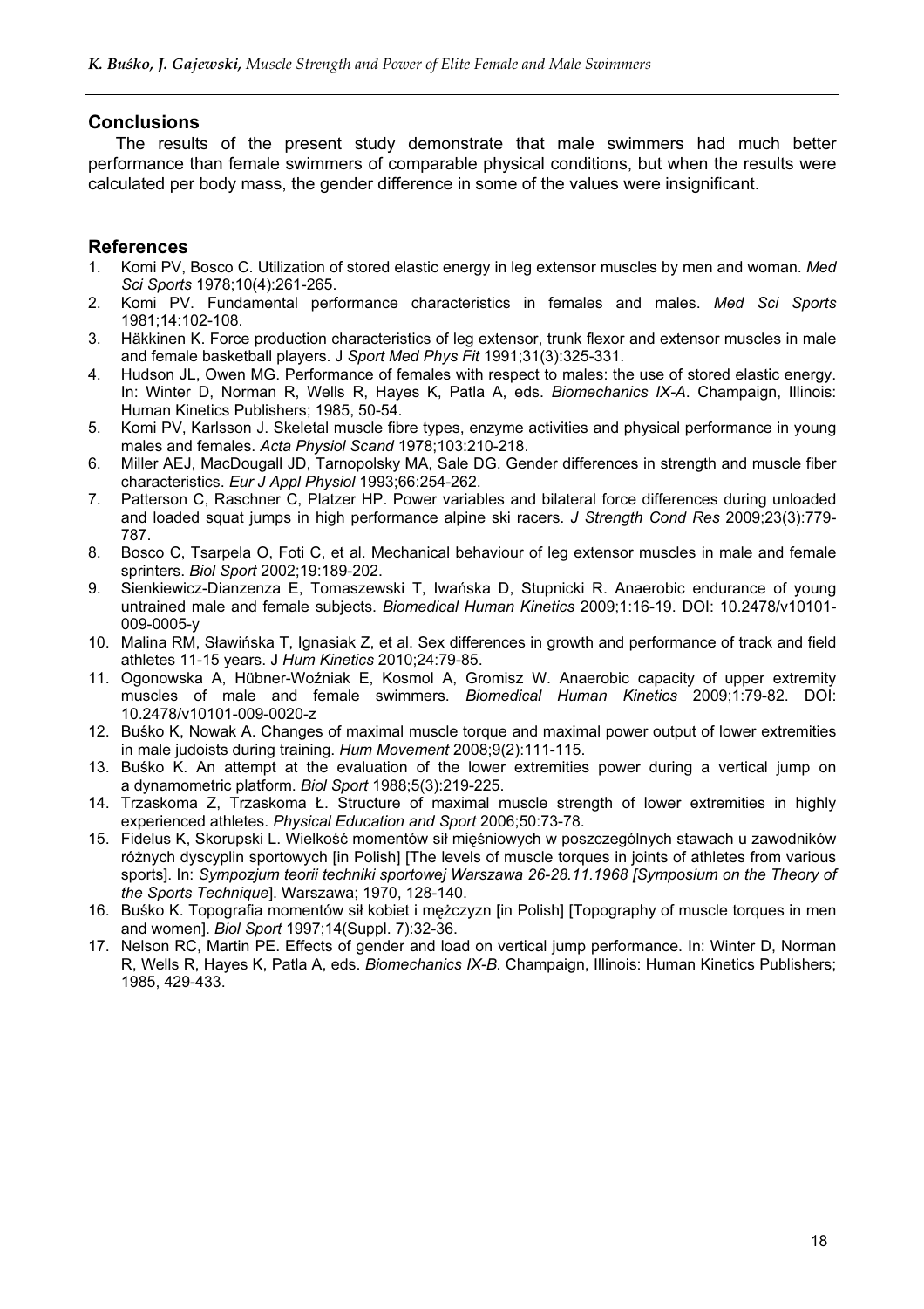## Conclusions

The results of the present study demonstrate that male swimmers had much better performance than female swimmers of comparable physical conditions, but when the results were calculated per body mass, the gender difference in some of the values were insignificant.

## References

1. Komi PV, Bosco C. Utilization of stored elastic energy in leg extensor muscles by men and woman. *Med Sci Sports* 1978;10(4):261-265.
2. Komi PV. Fundamental performance characteristics in females and males. *Med Sci Sports* 1981;14:102-108.
3. Häkkinen K. Force production characteristics of leg extensor, trunk flexor and extensor muscles in male and female basketball players. J *Sport Med Phys Fit* 1991;31(3):325-331.
4. Hudson JL, Owen MG. Performance of females with respect to males: the use of stored elastic energy. In: Winter D, Norman R, Wells R, Hayes K, Patla A, eds. *Biomechanics IX-A*. Champaign, Illinois: Human Kinetics Publishers; 1985, 50-54.
5. Komi PV, Karlsson J. Skeletal muscle fibre types, enzyme activities and physical performance in young males and females. *Acta Physiol Scand* 1978;103:210-218.
6. Miller AEJ, MacDougall JD, Tarnopolsky MA, Sale DG. Gender differences in strength and muscle fiber characteristics. *Eur J Appl Physiol* 1993;66:254-262.
7. Patterson C, Raschner C, Platzer HP. Power variables and bilateral force differences during unloaded and loaded squat jumps in high performance alpine ski racers. *J Strength Cond Res* 2009;23(3):779-787.
8. Bosco C, Tsarpela O, Foti C, et al. Mechanical behaviour of leg extensor muscles in male and female sprinters. *Biol Sport* 2002;19:189-202.
9. Sienkiewicz-Dianzenza E, Tomaszewski T, Iwańska D, Stupnicki R. Anaerobic endurance of young untrained male and female subjects. *Biomedical Human Kinetics* 2009;1:16-19. DOI: 10.2478/v10101-009-0005-y
10. Malina RM, Sławińska T, Ignasiak Z, et al. Sex differences in growth and performance of track and field athletes 11-15 years. J *Hum Kinetics* 2010;24:79-85.
11. Ogonowska A, Hübner-Woźniak E, Kosmol A, Gromisz W. Anaerobic capacity of upper extremity muscles of male and female swimmers. *Biomedical Human Kinetics* 2009;1:79-82. DOI: 10.2478/v10101-009-0020-z
12. Buśko K, Nowak A. Changes of maximal muscle torque and maximal power output of lower extremities in male judoists during training. *Hum Movement* 2008;9(2):111-115.
13. Buśko K. An attempt at the evaluation of the lower extremities power during a vertical jump on a dynamometric platform. *Biol Sport* 1988;5(3):219-225.
14. Trzaskoma Z, Trzaskoma Ł. Structure of maximal muscle strength of lower extremities in highly experienced athletes. *Physical Education and Sport* 2006;50:73-78.
15. Fidelus K, Skorupski L. Wielkość momentów sił mięśniowych w poszczególnych stawach u zawodników różnych dyscyplin sportowych [in Polish] [The levels of muscle torques in joints of athletes from various sports]. In: *Sympozjum teorii techniki sportowej Warszawa 26-28.11.1968 [Symposium on the Theory of the Sports Technique*]. Warszawa; 1970, 128-140.
16. Buśko K. Topografia momentów sił kobiet i mężczyzn [in Polish] [Topography of muscle torques in men and women]. *Biol Sport* 1997;14(Suppl. 7):32-36.
17. Nelson RC, Martin PE. Effects of gender and load on vertical jump performance. In: Winter D, Norman R, Wells R, Hayes K, Patla A, eds. *Biomechanics IX-B*. Champaign, Illinois: Human Kinetics Publishers; 1985, 429-433.